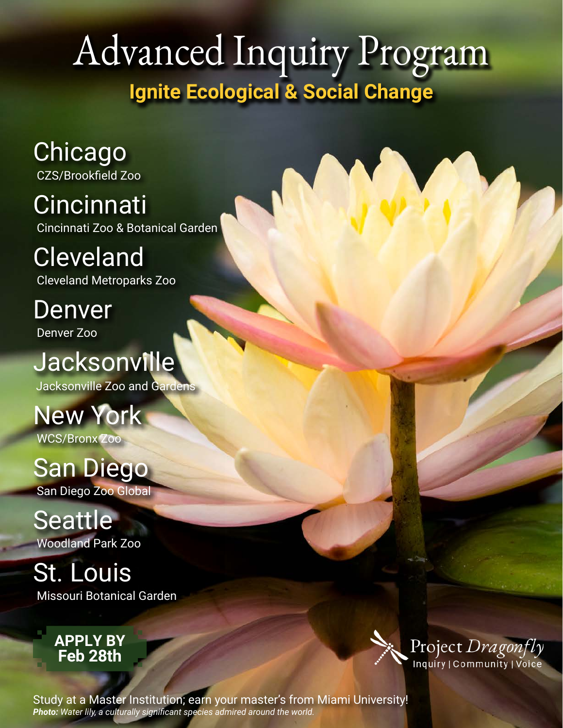# Advanced Inquiry Program

## Ignite Ecological & Social Change

**Chicago**
CZS/Brookfield Zoo

**Cincinnati**
Cincinnati Zoo & Botanical Garden

**Cleveland**
Cleveland Metroparks Zoo

**Denver**
Denver Zoo

**Jacksonville**
Jacksonville Zoo and Gardens

**New York**
WCS/Bronx Zoo

**San Diego**
San Diego Zoo Global

**Seattle**
Woodland Park Zoo

**St. Louis**
Missouri Botanical Garden

**APPLY BY Feb 28th**

Project *Dragonfly*
Inquiry | Community | Voice

Study at a Master Institution; earn your master's from Miami University!

***Photo:*** *Water lily, a culturally significant species admired around the world.*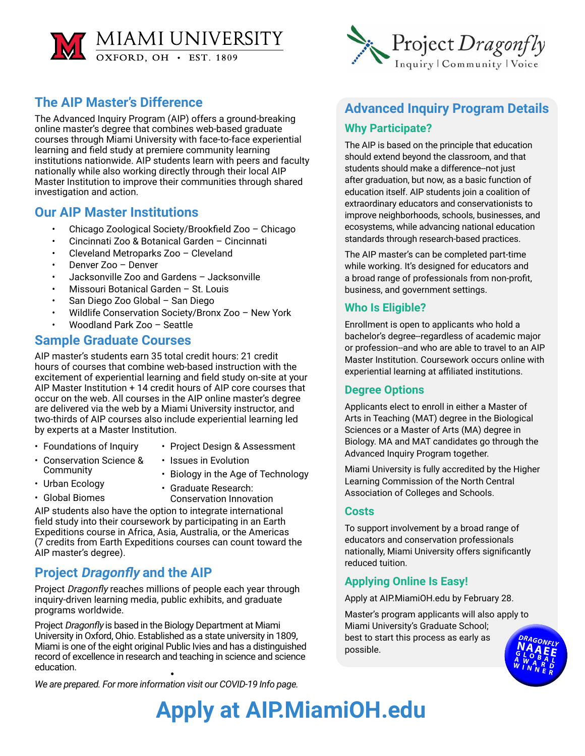MIAMI UNIVERSITY
OXFORD, OH • EST. 1809

Project *Dragonfly*
Inquiry | Community | Voice

## The AIP Master's Difference

The Advanced Inquiry Program (AIP) offers a ground-breaking online master's degree that combines web-based graduate courses through Miami University with face-to-face experiential learning and field study at premiere community learning institutions nationwide. AIP students learn with peers and faculty nationally while also working directly through their local AIP Master Institution to improve their communities through shared investigation and action.

## Our AIP Master Institutions

- Chicago Zoological Society/Brookfield Zoo – Chicago
- Cincinnati Zoo & Botanical Garden – Cincinnati
- Cleveland Metroparks Zoo – Cleveland
- Denver Zoo – Denver
- Jacksonville Zoo and Gardens – Jacksonville
- Missouri Botanical Garden – St. Louis
- San Diego Zoo Global – San Diego
- Wildlife Conservation Society/Bronx Zoo – New York
- Woodland Park Zoo – Seattle

## Sample Graduate Courses

AIP master's students earn 35 total credit hours: 21 credit hours of courses that combine web-based instruction with the excitement of experiential learning and field study on-site at your AIP Master Institution + 14 credit hours of AIP core courses that occur on the web. All courses in the AIP online master's degree are delivered via the web by a Miami University instructor, and two-thirds of AIP courses also include experiential learning led by experts at a Master Institution.

- Foundations of Inquiry
- Conservation Science & Community
- Urban Ecology
- Global Biomes
- Project Design & Assessment
- Issues in Evolution
- Biology in the Age of Technology
- Graduate Research: Conservation Innovation

AIP students also have the option to integrate international field study into their coursework by participating in an Earth Expeditions course in Africa, Asia, Australia, or the Americas (7 credits from Earth Expeditions courses can count toward the AIP master's degree).

## Project *Dragonfly* and the AIP

Project *Dragonfly* reaches millions of people each year through inquiry-driven learning media, public exhibits, and graduate programs worldwide.

Project *Dragonfly* is based in the Biology Department at Miami University in Oxford, Ohio. Established as a state university in 1809, Miami is one of the eight original Public Ivies and has a distinguished record of excellence in research and teaching in science and science education.

*We are prepared. For more information visit our COVID-19 Info page.*

## Advanced Inquiry Program Details

### Why Participate?

The AIP is based on the principle that education should extend beyond the classroom, and that students should make a difference--not just after graduation, but now, as a basic function of education itself. AIP students join a coalition of extraordinary educators and conservationists to improve neighborhoods, schools, businesses, and ecosystems, while advancing national education standards through research-based practices.

The AIP master's can be completed part-time while working. It's designed for educators and a broad range of professionals from non-profit, business, and government settings.

### Who Is Eligible?

Enrollment is open to applicants who hold a bachelor's degree--regardless of academic major or profession--and who are able to travel to an AIP Master Institution. Coursework occurs online with experiential learning at affiliated institutions.

### Degree Options

Applicants elect to enroll in either a Master of Arts in Teaching (MAT) degree in the Biological Sciences or a Master of Arts (MA) degree in Biology. MA and MAT candidates go through the Advanced Inquiry Program together.

Miami University is fully accredited by the Higher Learning Commission of the North Central Association of Colleges and Schools.

### Costs

To support involvement by a broad range of educators and conservation professionals nationally, Miami University offers significantly reduced tuition.

### Applying Online Is Easy!

Apply at AIP.MiamiOH.edu by February 28.

Master's program applicants will also apply to Miami University's Graduate School; best to start this process as early as possible.

DRAGONFLY NAAEE GLOBAL AWARD WINNER

# Apply at AIP.MiamiOH.edu